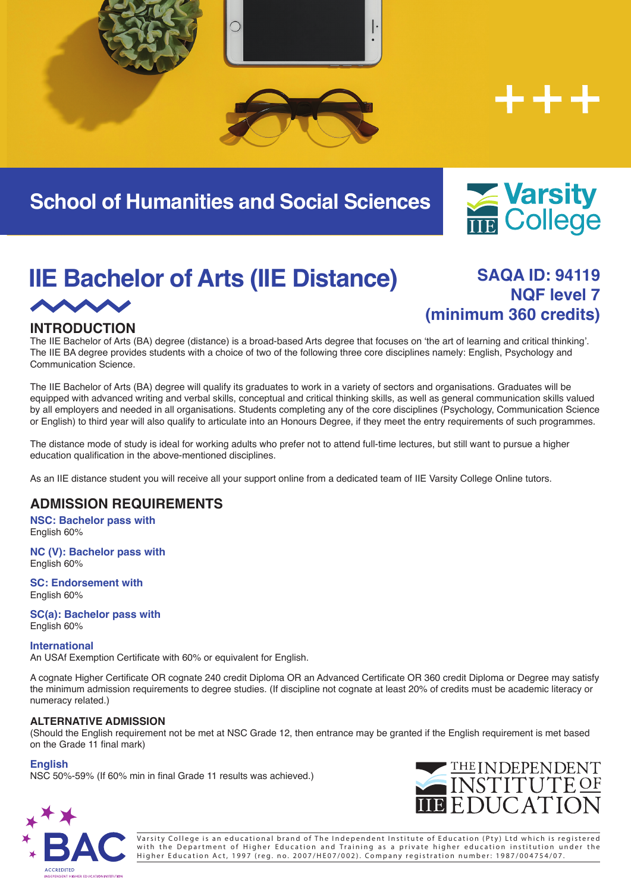School of Humanities and Social Sciences

Varsity College

# IIE Bachelor of Arts (IIE Distance)

**SAQA ID: 94119**
**NQF level 7**
**(minimum 360 credits)**

## INTRODUCTION

The IIE Bachelor of Arts (BA) degree (distance) is a broad-based Arts degree that focuses on 'the art of learning and critical thinking'. The IIE BA degree provides students with a choice of two of the following three core disciplines namely: English, Psychology and Communication Science.

The IIE Bachelor of Arts (BA) degree will qualify its graduates to work in a variety of sectors and organisations. Graduates will be equipped with advanced writing and verbal skills, conceptual and critical thinking skills, as well as general communication skills valued by all employers and needed in all organisations. Students completing any of the core disciplines (Psychology, Communication Science or English) to third year will also qualify to articulate into an Honours Degree, if they meet the entry requirements of such programmes.

The distance mode of study is ideal for working adults who prefer not to attend full-time lectures, but still want to pursue a higher education qualification in the above-mentioned disciplines.

As an IIE distance student you will receive all your support online from a dedicated team of IIE Varsity College Online tutors.

## ADMISSION REQUIREMENTS

**NSC: Bachelor pass with**
English 60%

**NC (V): Bachelor pass with**
English 60%

**SC: Endorsement with**
English 60%

**SC(a): Bachelor pass with**
English 60%

**International**
An USAf Exemption Certificate with 60% or equivalent for English.

A cognate Higher Certificate OR cognate 240 credit Diploma OR an Advanced Certificate OR 360 credit Diploma or Degree may satisfy the minimum admission requirements to degree studies. (If discipline not cognate at least 20% of credits must be academic literacy or numeracy related.)

### ALTERNATIVE ADMISSION

(Should the English requirement not be met at NSC Grade 12, then entrance may be granted if the English requirement is met based on the Grade 11 final mark)

**English**
NSC 50%-59% (If 60% min in final Grade 11 results was achieved.)

The Independent Institute of Education

BAC — Accredited Independent Higher Education Institution

Varsity College is an educational brand of The Independent Institute of Education (Pty) Ltd which is registered with the Department of Higher Education and Training as a private higher education institution under the Higher Education Act, 1997 (reg. no. 2007/HE07/002). Company registration number: 1987/004754/07.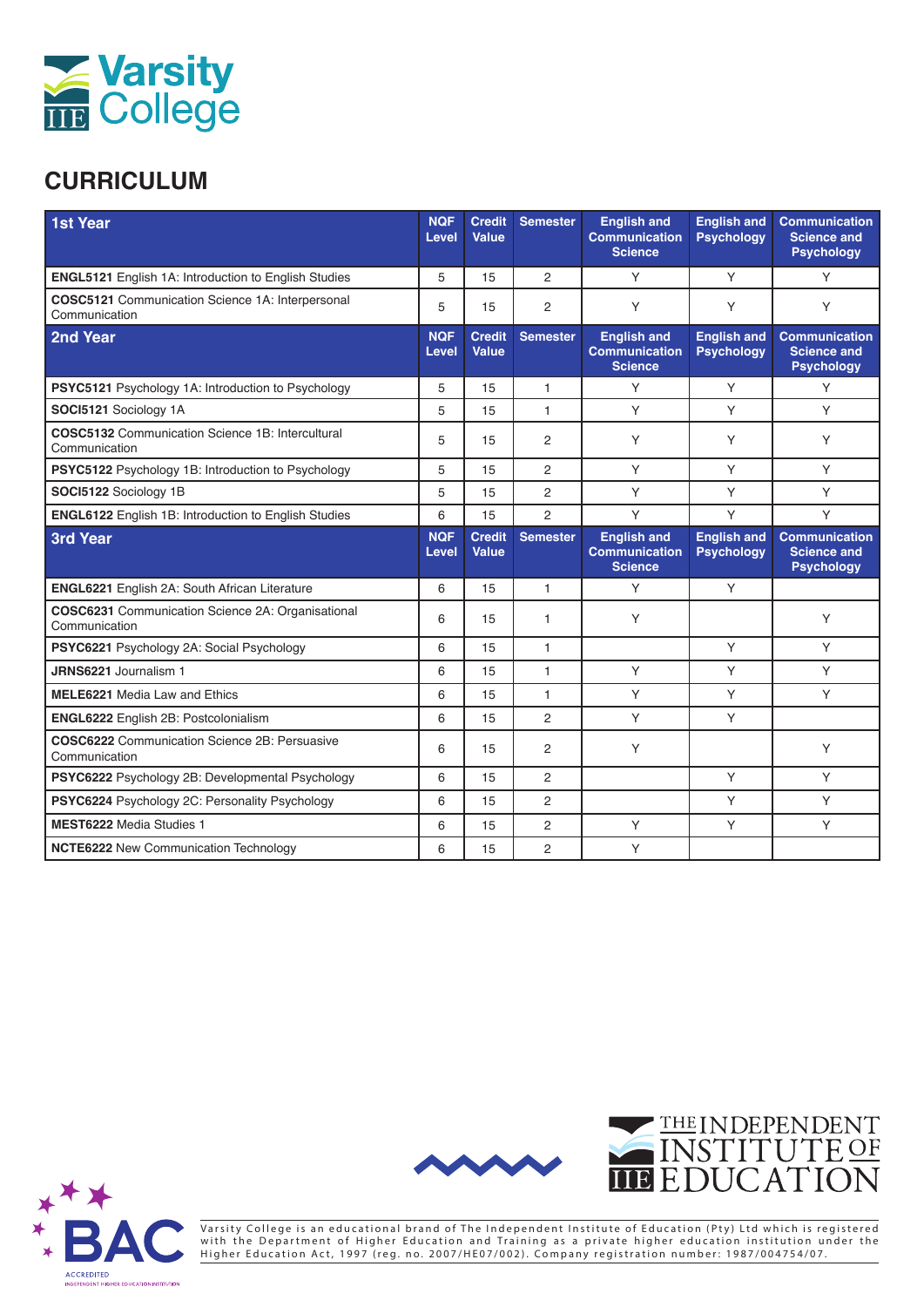## CURRICULUM

| 1st Year | NQF Level | Credit Value | Semester | English and Communication Science | English and Psychology | Communication Science and Psychology |
|---|---|---|---|---|---|---|
| **ENGL5121** English 1A: Introduction to English Studies | 5 | 15 | 2 | Y | Y | Y |
| **COSC5121** Communication Science 1A: Interpersonal Communication | 5 | 15 | 2 | Y | Y | Y |
| **2nd Year** | **NQF Level** | **Credit Value** | **Semester** | **English and Communication Science** | **English and Psychology** | **Communication Science and Psychology** |
| **PSYC5121** Psychology 1A: Introduction to Psychology | 5 | 15 | 1 | Y | Y | Y |
| **SOCI5121** Sociology 1A | 5 | 15 | 1 | Y | Y | Y |
| **COSC5132** Communication Science 1B: Intercultural Communication | 5 | 15 | 2 | Y | Y | Y |
| **PSYC5122** Psychology 1B: Introduction to Psychology | 5 | 15 | 2 | Y | Y | Y |
| **SOCI5122** Sociology 1B | 5 | 15 | 2 | Y | Y | Y |
| **ENGL6122** English 1B: Introduction to English Studies | 6 | 15 | 2 | Y | Y | Y |
| **3rd Year** | **NQF Level** | **Credit Value** | **Semester** | **English and Communication Science** | **English and Psychology** | **Communication Science and Psychology** |
| **ENGL6221** English 2A: South African Literature | 6 | 15 | 1 | Y | Y | |
| **COSC6231** Communication Science 2A: Organisational Communication | 6 | 15 | 1 | Y | | Y |
| **PSYC6221** Psychology 2A: Social Psychology | 6 | 15 | 1 | | Y | Y |
| **JRNS6221** Journalism 1 | 6 | 15 | 1 | Y | Y | Y |
| **MELE6221** Media Law and Ethics | 6 | 15 | 1 | Y | Y | Y |
| **ENGL6222** English 2B: Postcolonialism | 6 | 15 | 2 | Y | Y | |
| **COSC6222** Communication Science 2B: Persuasive Communication | 6 | 15 | 2 | Y | | Y |
| **PSYC6222** Psychology 2B: Developmental Psychology | 6 | 15 | 2 | | Y | Y |
| **PSYC6224** Psychology 2C: Personality Psychology | 6 | 15 | 2 | | Y | Y |
| **MEST6222** Media Studies 1 | 6 | 15 | 2 | Y | Y | Y |
| **NCTE6222** New Communication Technology | 6 | 15 | 2 | Y | | |

Varsity College is an educational brand of The Independent Institute of Education (Pty) Ltd which is registered with the Department of Higher Education and Training as a private higher education institution under the Higher Education Act, 1997 (reg. no. 2007/HE07/002). Company registration number: 1987/004754/07.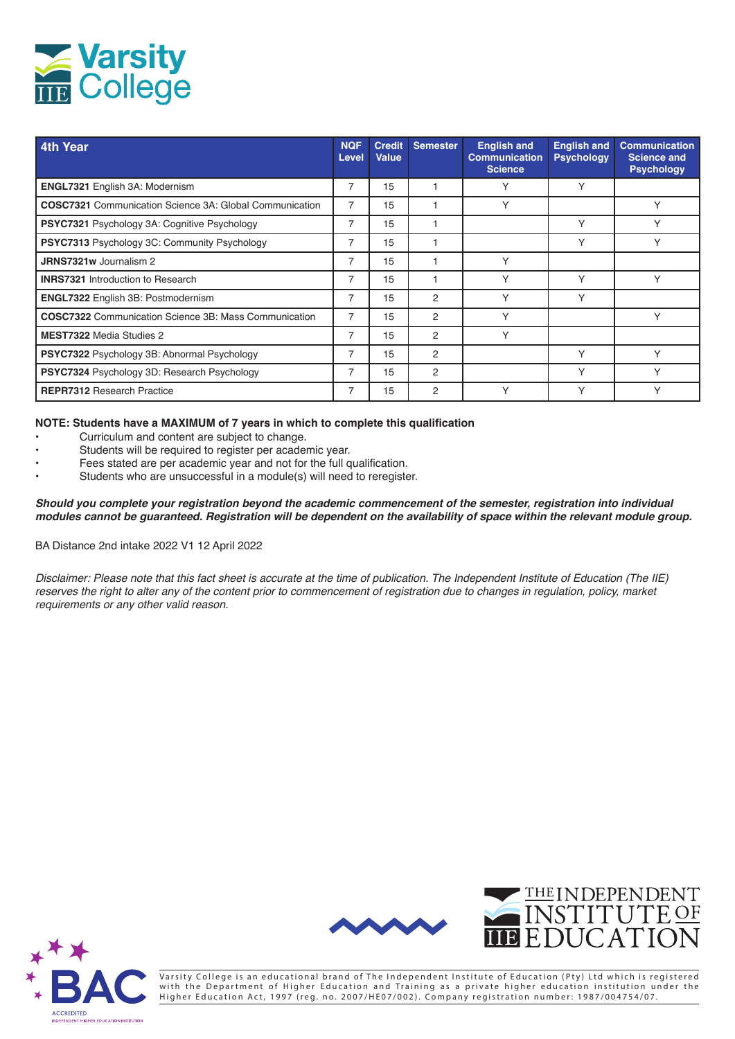| 4th Year | NQF Level | Credit Value | Semester | English and Communication Science | English and Psychology | Communication Science and Psychology |
|---|---|---|---|---|---|---|
| **ENGL7321** English 3A: Modernism | 7 | 15 | 1 | Y | Y | |
| **COSC7321** Communication Science 3A: Global Communication | 7 | 15 | 1 | Y | | Y |
| **PSYC7321** Psychology 3A: Cognitive Psychology | 7 | 15 | 1 | | Y | Y |
| **PSYC7313** Psychology 3C: Community Psychology | 7 | 15 | 1 | | Y | Y |
| **JRNS7321w** Journalism 2 | 7 | 15 | 1 | Y | | |
| **INRS7321** Introduction to Research | 7 | 15 | 1 | Y | Y | Y |
| **ENGL7322** English 3B: Postmodernism | 7 | 15 | 2 | Y | Y | |
| **COSC7322** Communication Science 3B: Mass Communication | 7 | 15 | 2 | Y | | Y |
| **MEST7322** Media Studies 2 | 7 | 15 | 2 | Y | | |
| **PSYC7322** Psychology 3B: Abnormal Psychology | 7 | 15 | 2 | | Y | Y |
| **PSYC7324** Psychology 3D: Research Psychology | 7 | 15 | 2 | | Y | Y |
| **REPR7312** Research Practice | 7 | 15 | 2 | Y | Y | Y |

**NOTE: Students have a MAXIMUM of 7 years in which to complete this qualification**

- Curriculum and content are subject to change.
- Students will be required to register per academic year.
- Fees stated are per academic year and not for the full qualification.
- Students who are unsuccessful in a module(s) will need to reregister.

***Should you complete your registration beyond the academic commencement of the semester, registration into individual modules cannot be guaranteed. Registration will be dependent on the availability of space within the relevant module group.***

BA Distance 2nd intake 2022 V1 12 April 2022

*Disclaimer: Please note that this fact sheet is accurate at the time of publication. The Independent Institute of Education (The IIE) reserves the right to alter any of the content prior to commencement of registration due to changes in regulation, policy, market requirements or any other valid reason.*

Varsity College is an educational brand of The Independent Institute of Education (Pty) Ltd which is registered with the Department of Higher Education and Training as a private higher education institution under the Higher Education Act, 1997 (reg. no. 2007/HE07/002). Company registration number: 1987/004754/07.